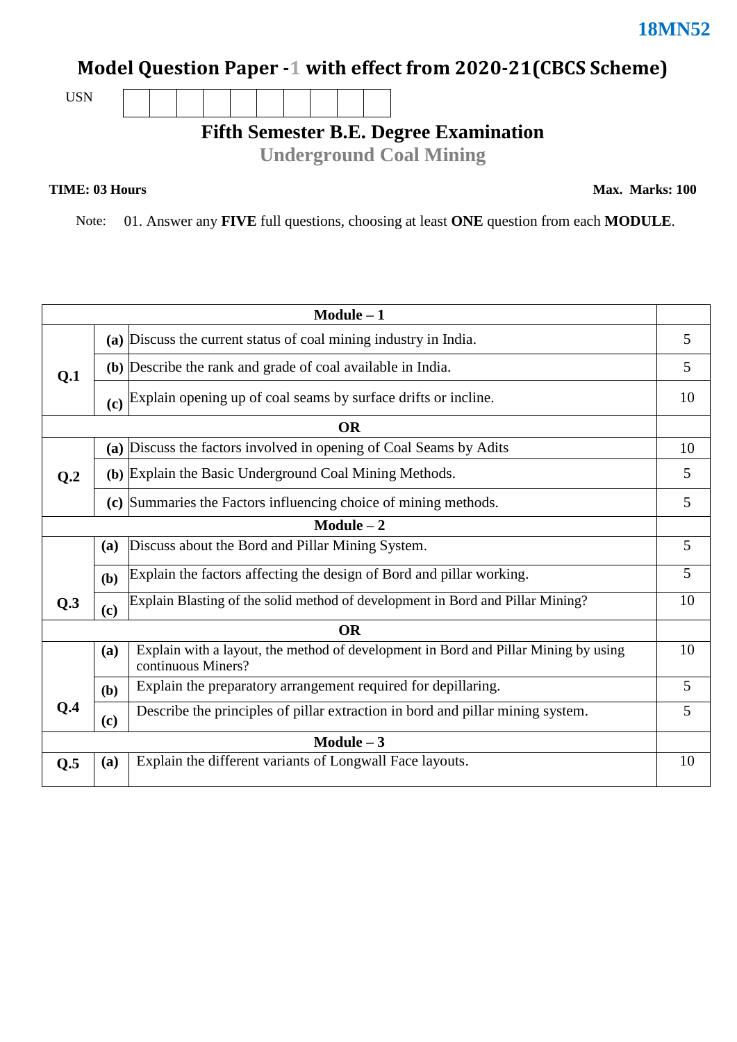**18MN52**

# Model Question Paper -1 with effect from 2020-21(CBCS Scheme)

USN | | | | | | | | | | |

## Fifth Semester B.E. Degree Examination

## Underground Coal Mining

**TIME: 03 Hours** **Max. Marks: 100**

Note: 01. Answer any **FIVE** full questions, choosing at least **ONE** question from each **MODULE**.

| | | **Module – 1** | |
|---|---|---|---|
| **Q.1** | **(a)** | Discuss the current status of coal mining industry in India. | 5 |
| | **(b)** | Describe the rank and grade of coal available in India. | 5 |
| | **(c)** | Explain opening up of coal seams by surface drifts or incline. | 10 |
| | | **OR** | |
| **Q.2** | **(a)** | Discuss the factors involved in opening of Coal Seams by Adits | 10 |
| | **(b)** | Explain the Basic Underground Coal Mining Methods. | 5 |
| | **(c)** | Summaries the Factors influencing choice of mining methods. | 5 |
| | | **Module – 2** | |
| **Q.3** | **(a)** | Discuss about the Bord and Pillar Mining System. | 5 |
| | **(b)** | Explain the factors affecting the design of Bord and pillar working. | 5 |
| | **(c)** | Explain Blasting of the solid method of development in Bord and Pillar Mining? | 10 |
| | | **OR** | |
| **Q.4** | **(a)** | Explain with a layout, the method of development in Bord and Pillar Mining by using continuous Miners? | 10 |
| | **(b)** | Explain the preparatory arrangement required for depillaring. | 5 |
| | **(c)** | Describe the principles of pillar extraction in bord and pillar mining system. | 5 |
| | | **Module – 3** | |
| **Q.5** | **(a)** | Explain the different variants of Longwall Face layouts. | 10 |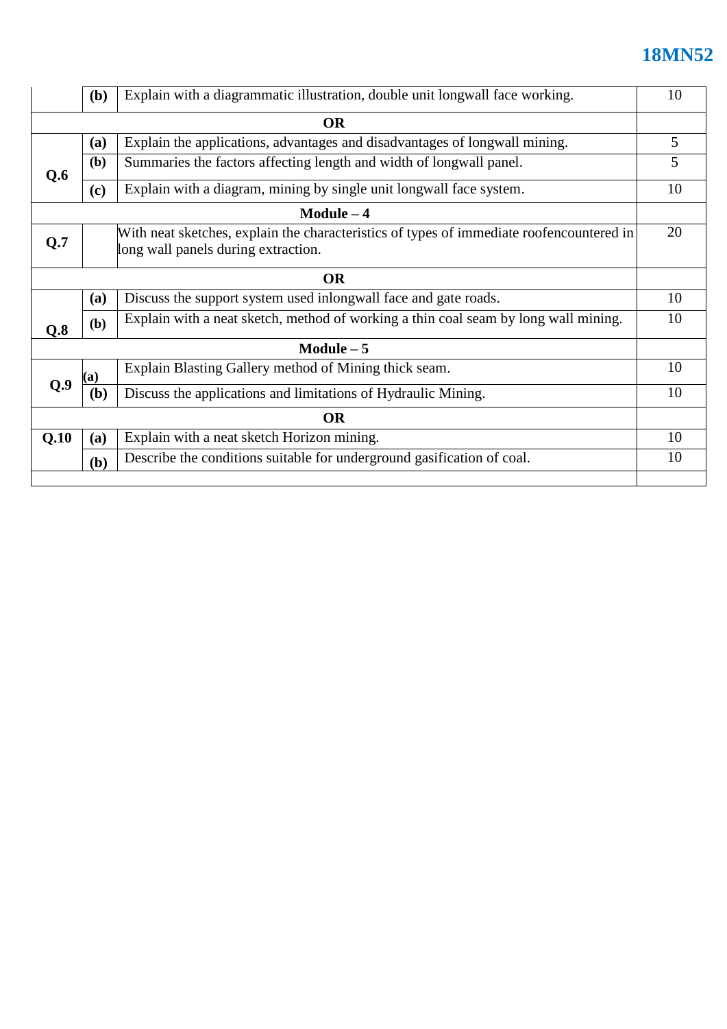| | | | |
|---|---|---|---|
| | **(b)** | Explain with a diagrammatic illustration, double unit longwall face working. | 10 |
| | | **OR** | |
| **Q.6** | **(a)** | Explain the applications, advantages and disadvantages of longwall mining. | 5 |
| | **(b)** | Summaries the factors affecting length and width of longwall panel. | 5 |
| | **(c)** | Explain with a diagram, mining by single unit longwall face system. | 10 |
| | | **Module – 4** | |
| **Q.7** | | With neat sketches, explain the characteristics of types of immediate roofencountered in long wall panels during extraction. | 20 |
| | | **OR** | |
| **Q.8** | **(a)** | Discuss the support system used inlongwall face and gate roads. | 10 |
| | **(b)** | Explain with a neat sketch, method of working a thin coal seam by long wall mining. | 10 |
| | | **Module – 5** | |
| **Q.9** | **(a)** | Explain Blasting Gallery method of Mining thick seam. | 10 |
| | **(b)** | Discuss the applications and limitations of Hydraulic Mining. | 10 |
| | | **OR** | |
| **Q.10** | **(a)** | Explain with a neat sketch Horizon mining. | 10 |
| | **(b)** | Describe the conditions suitable for underground gasification of coal. | 10 |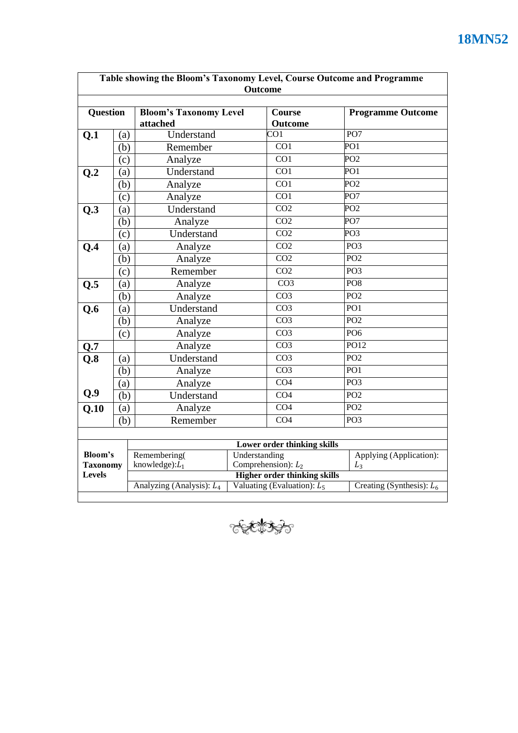**Table showing the Bloom's Taxonomy Level, Course Outcome and Programme Outcome**

| Question | | Bloom's Taxonomy Level attached | Course Outcome | Programme Outcome |
|---|---|---|---|---|
| **Q.1** | (a) | Understand | CO1 | PO7 |
| | (b) | Remember | CO1 | PO1 |
| | (c) | Analyze | CO1 | PO2 |
| **Q.2** | (a) | Understand | CO1 | PO1 |
| | (b) | Analyze | CO1 | PO2 |
| | (c) | Analyze | CO1 | PO7 |
| **Q.3** | (a) | Understand | CO2 | PO2 |
| | (b) | Analyze | CO2 | PO7 |
| | (c) | Understand | CO2 | PO3 |
| **Q.4** | (a) | Analyze | CO2 | PO3 |
| | (b) | Analyze | CO2 | PO2 |
| | (c) | Remember | CO2 | PO3 |
| **Q.5** | (a) | Analyze | CO3 | PO8 |
| | (b) | Analyze | CO3 | PO2 |
| **Q.6** | (a) | Understand | CO3 | PO1 |
| | (b) | Analyze | CO3 | PO2 |
| | (c) | Analyze | CO3 | PO6 |
| **Q.7** | | Analyze | CO3 | PO12 |
| **Q.8** | (a) | Understand | CO3 | PO2 |
| | (b) | Analyze | CO3 | PO1 |
| **Q.9** | (a) | Analyze | CO4 | PO3 |
| | (b) | Understand | CO4 | PO2 |
| **Q.10** | (a) | Analyze | CO4 | PO2 |
| | (b) | Remember | CO4 | PO3 |

| | | | |
|---|---|---|---|
| **Bloom's Taxonomy Levels** | **Lower order thinking skills** | | |
| | Remembering( knowledge): $L_1$ | Understanding Comprehension): $L_2$ | Applying (Application): $L_3$ |
| | **Higher order thinking skills** | | |
| | Analyzing (Analysis): $L_4$ | Valuating (Evaluation): $L_5$ | Creating (Synthesis): $L_6$ |